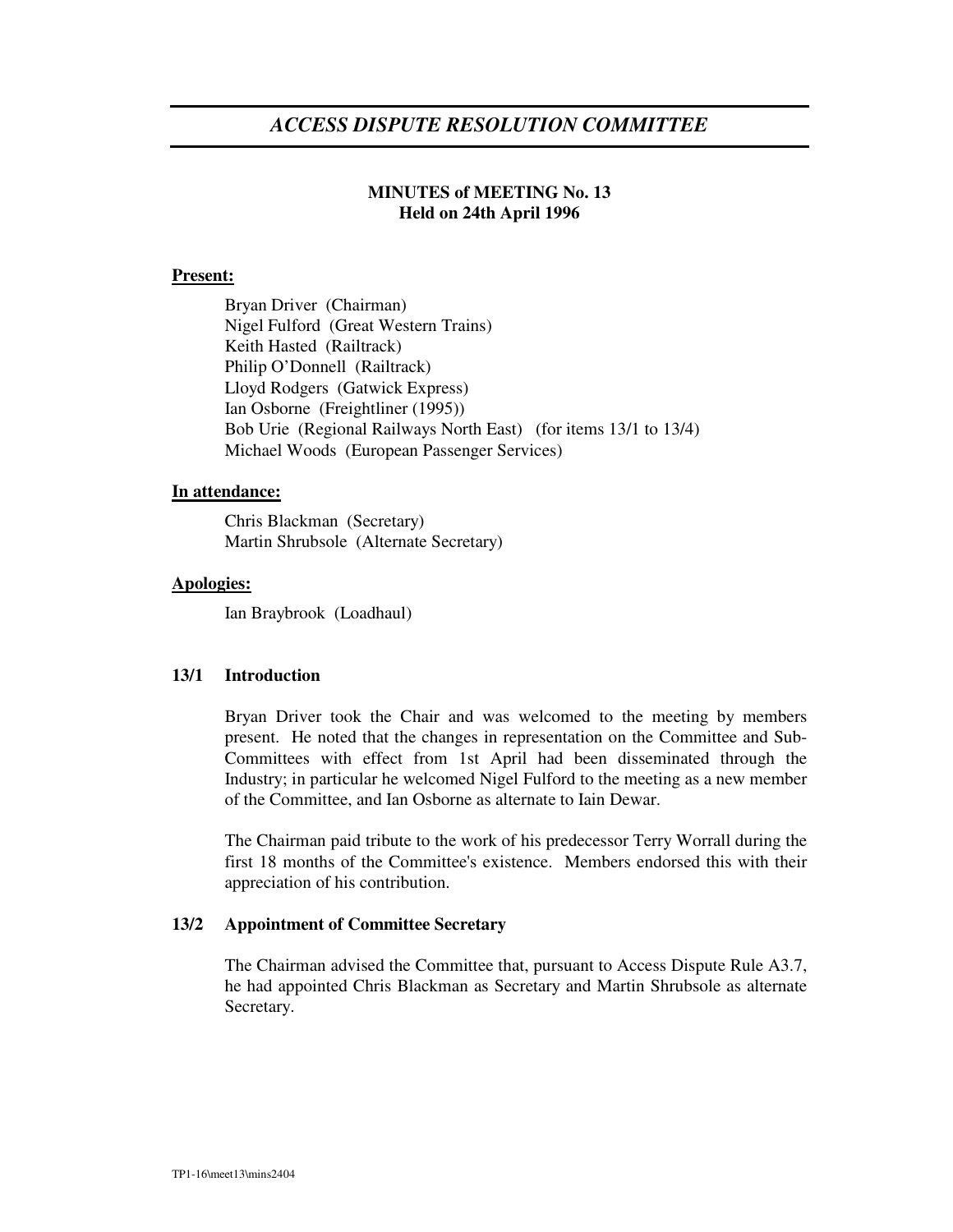# *ACCESS DISPUTE RESOLUTION COMMITTEE*

**MINUTES of MEETING No. 13**
**Held on 24th April 1996**

**Present:**

Bryan Driver (Chairman)
Nigel Fulford (Great Western Trains)
Keith Hasted (Railtrack)
Philip O'Donnell (Railtrack)
Lloyd Rodgers (Gatwick Express)
Ian Osborne (Freightliner (1995))
Bob Urie (Regional Railways North East) (for items 13/1 to 13/4)
Michael Woods (European Passenger Services)

**In attendance:**

Chris Blackman (Secretary)
Martin Shrubsole (Alternate Secretary)

**Apologies:**

Ian Braybrook (Loadhaul)

## 13/1 Introduction

Bryan Driver took the Chair and was welcomed to the meeting by members present. He noted that the changes in representation on the Committee and Sub-Committees with effect from 1st April had been disseminated through the Industry; in particular he welcomed Nigel Fulford to the meeting as a new member of the Committee, and Ian Osborne as alternate to Iain Dewar.

The Chairman paid tribute to the work of his predecessor Terry Worrall during the first 18 months of the Committee's existence. Members endorsed this with their appreciation of his contribution.

## 13/2 Appointment of Committee Secretary

The Chairman advised the Committee that, pursuant to Access Dispute Rule A3.7, he had appointed Chris Blackman as Secretary and Martin Shrubsole as alternate Secretary.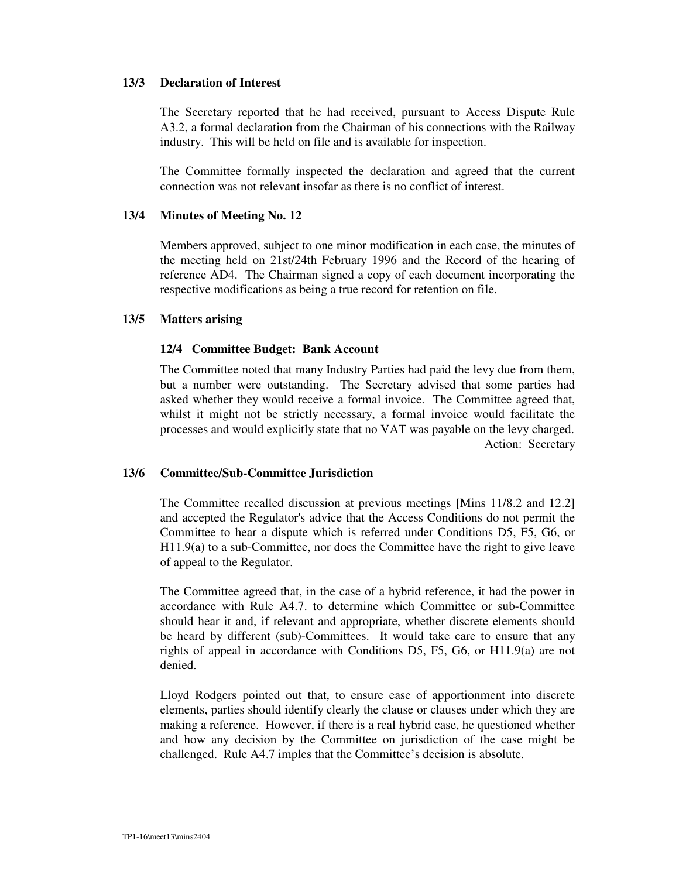## 13/3 Declaration of Interest

The Secretary reported that he had received, pursuant to Access Dispute Rule A3.2, a formal declaration from the Chairman of his connections with the Railway industry. This will be held on file and is available for inspection.

The Committee formally inspected the declaration and agreed that the current connection was not relevant insofar as there is no conflict of interest.

## 13/4 Minutes of Meeting No. 12

Members approved, subject to one minor modification in each case, the minutes of the meeting held on 21st/24th February 1996 and the Record of the hearing of reference AD4. The Chairman signed a copy of each document incorporating the respective modifications as being a true record for retention on file.

## 13/5 Matters arising

### 12/4 Committee Budget: Bank Account

The Committee noted that many Industry Parties had paid the levy due from them, but a number were outstanding. The Secretary advised that some parties had asked whether they would receive a formal invoice. The Committee agreed that, whilst it might not be strictly necessary, a formal invoice would facilitate the processes and would explicitly state that no VAT was payable on the levy charged.

Action: Secretary

## 13/6 Committee/Sub-Committee Jurisdiction

The Committee recalled discussion at previous meetings [Mins 11/8.2 and 12.2] and accepted the Regulator's advice that the Access Conditions do not permit the Committee to hear a dispute which is referred under Conditions D5, F5, G6, or H11.9(a) to a sub-Committee, nor does the Committee have the right to give leave of appeal to the Regulator.

The Committee agreed that, in the case of a hybrid reference, it had the power in accordance with Rule A4.7. to determine which Committee or sub-Committee should hear it and, if relevant and appropriate, whether discrete elements should be heard by different (sub)-Committees. It would take care to ensure that any rights of appeal in accordance with Conditions D5, F5, G6, or H11.9(a) are not denied.

Lloyd Rodgers pointed out that, to ensure ease of apportionment into discrete elements, parties should identify clearly the clause or clauses under which they are making a reference. However, if there is a real hybrid case, he questioned whether and how any decision by the Committee on jurisdiction of the case might be challenged. Rule A4.7 imples that the Committee's decision is absolute.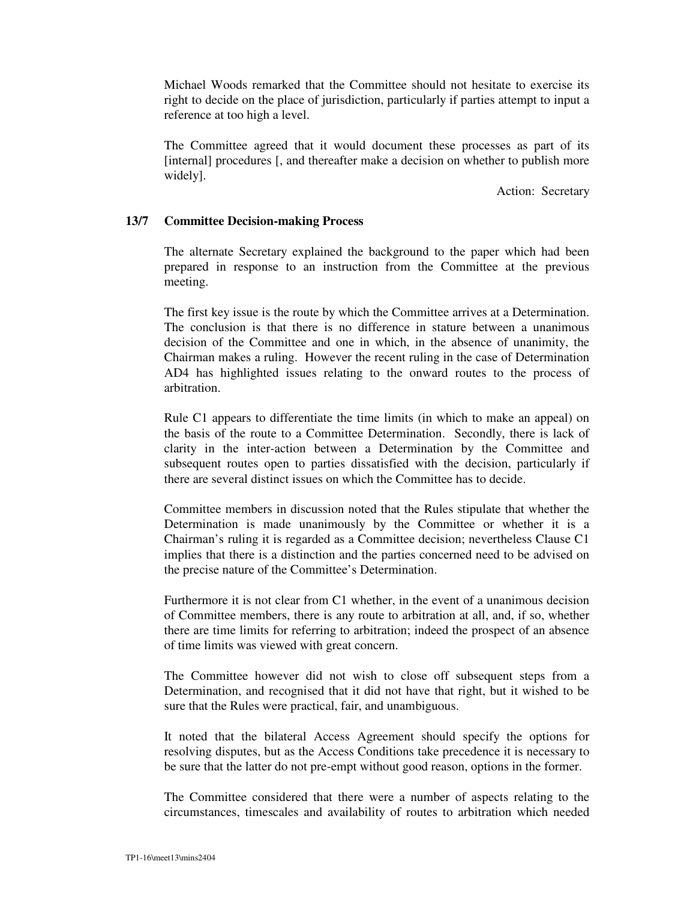Michael Woods remarked that the Committee should not hesitate to exercise its right to decide on the place of jurisdiction, particularly if parties attempt to input a reference at too high a level.

The Committee agreed that it would document these processes as part of its [internal] procedures [, and thereafter make a decision on whether to publish more widely].

Action: Secretary

### 13/7 Committee Decision-making Process

The alternate Secretary explained the background to the paper which had been prepared in response to an instruction from the Committee at the previous meeting.

The first key issue is the route by which the Committee arrives at a Determination. The conclusion is that there is no difference in stature between a unanimous decision of the Committee and one in which, in the absence of unanimity, the Chairman makes a ruling. However the recent ruling in the case of Determination AD4 has highlighted issues relating to the onward routes to the process of arbitration.

Rule C1 appears to differentiate the time limits (in which to make an appeal) on the basis of the route to a Committee Determination. Secondly, there is lack of clarity in the inter-action between a Determination by the Committee and subsequent routes open to parties dissatisfied with the decision, particularly if there are several distinct issues on which the Committee has to decide.

Committee members in discussion noted that the Rules stipulate that whether the Determination is made unanimously by the Committee or whether it is a Chairman's ruling it is regarded as a Committee decision; nevertheless Clause C1 implies that there is a distinction and the parties concerned need to be advised on the precise nature of the Committee's Determination.

Furthermore it is not clear from C1 whether, in the event of a unanimous decision of Committee members, there is any route to arbitration at all, and, if so, whether there are time limits for referring to arbitration; indeed the prospect of an absence of time limits was viewed with great concern.

The Committee however did not wish to close off subsequent steps from a Determination, and recognised that it did not have that right, but it wished to be sure that the Rules were practical, fair, and unambiguous.

It noted that the bilateral Access Agreement should specify the options for resolving disputes, but as the Access Conditions take precedence it is necessary to be sure that the latter do not pre-empt without good reason, options in the former.

The Committee considered that there were a number of aspects relating to the circumstances, timescales and availability of routes to arbitration which needed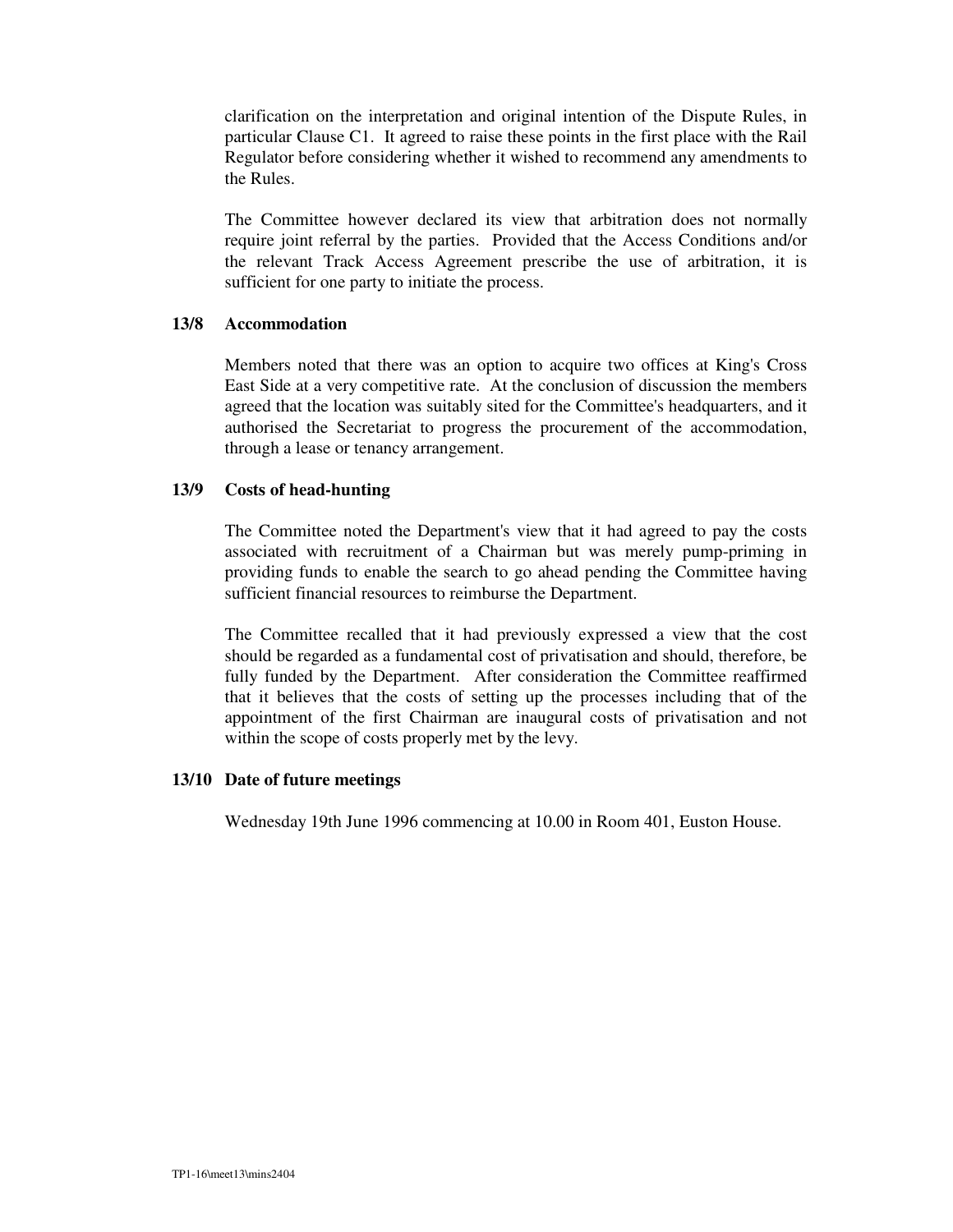clarification on the interpretation and original intention of the Dispute Rules, in particular Clause C1. It agreed to raise these points in the first place with the Rail Regulator before considering whether it wished to recommend any amendments to the Rules.

The Committee however declared its view that arbitration does not normally require joint referral by the parties. Provided that the Access Conditions and/or the relevant Track Access Agreement prescribe the use of arbitration, it is sufficient for one party to initiate the process.

**13/8 Accommodation**

Members noted that there was an option to acquire two offices at King's Cross East Side at a very competitive rate. At the conclusion of discussion the members agreed that the location was suitably sited for the Committee's headquarters, and it authorised the Secretariat to progress the procurement of the accommodation, through a lease or tenancy arrangement.

**13/9 Costs of head-hunting**

The Committee noted the Department's view that it had agreed to pay the costs associated with recruitment of a Chairman but was merely pump-priming in providing funds to enable the search to go ahead pending the Committee having sufficient financial resources to reimburse the Department.

The Committee recalled that it had previously expressed a view that the cost should be regarded as a fundamental cost of privatisation and should, therefore, be fully funded by the Department. After consideration the Committee reaffirmed that it believes that the costs of setting up the processes including that of the appointment of the first Chairman are inaugural costs of privatisation and not within the scope of costs properly met by the levy.

**13/10 Date of future meetings**

Wednesday 19th June 1996 commencing at 10.00 in Room 401, Euston House.

TP1-16\meet13\mins2404